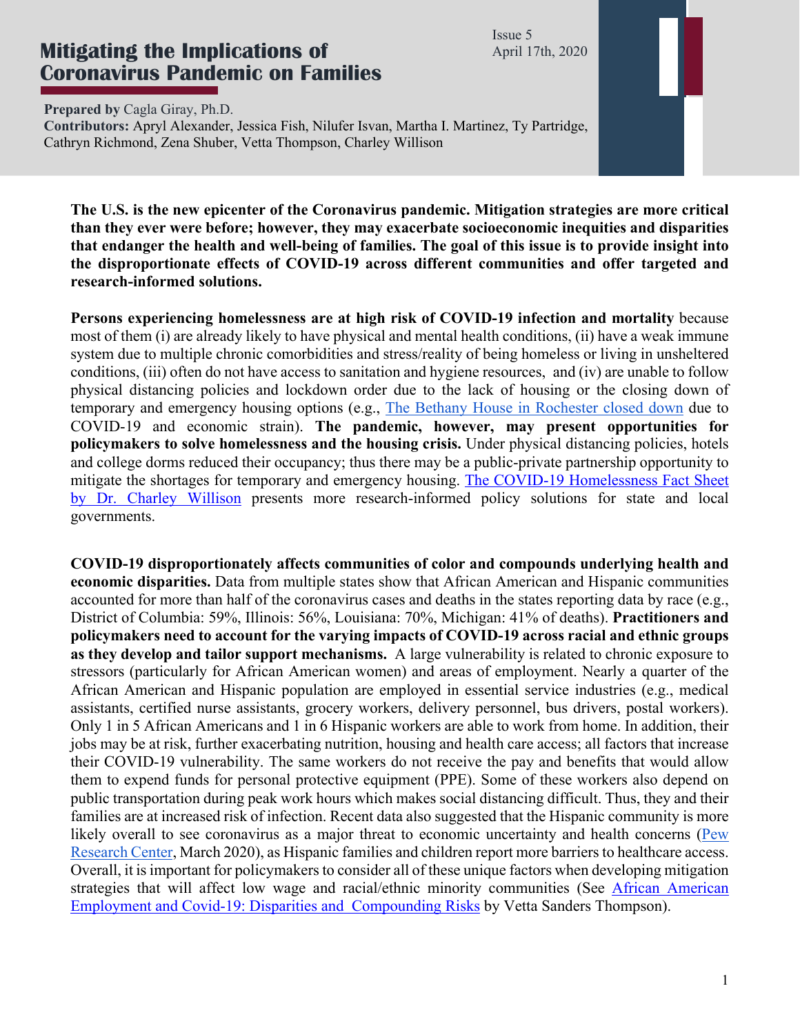# Mitigating the Implications of Coronavirus Pandemic on Families

Issue 5
April 17th, 2020

**Prepared by** Cagla Giray, Ph.D.
**Contributors:** Apryl Alexander, Jessica Fish, Nilufer Isvan, Martha I. Martinez, Ty Partridge, Cathryn Richmond, Zena Shuber, Vetta Thompson, Charley Willison

**The U.S. is the new epicenter of the Coronavirus pandemic. Mitigation strategies are more critical than they ever were before; however, they may exacerbate socioeconomic inequities and disparities that endanger the health and well-being of families. The goal of this issue is to provide insight into the disproportionate effects of COVID-19 across different communities and offer targeted and research-informed solutions.**

**Persons experiencing homelessness are at high risk of COVID-19 infection and mortality** because most of them (i) are already likely to have physical and mental health conditions, (ii) have a weak immune system due to multiple chronic comorbidities and stress/reality of being homeless or living in unsheltered conditions, (iii) often do not have access to sanitation and hygiene resources, and (iv) are unable to follow physical distancing policies and lockdown order due to the lack of housing or the closing down of temporary and emergency housing options (e.g., The Bethany House in Rochester closed down due to COVID-19 and economic strain). **The pandemic, however, may present opportunities for policymakers to solve homelessness and the housing crisis.** Under physical distancing policies, hotels and college dorms reduced their occupancy; thus there may be a public-private partnership opportunity to mitigate the shortages for temporary and emergency housing. The COVID-19 Homelessness Fact Sheet by Dr. Charley Willison presents more research-informed policy solutions for state and local governments.

**COVID-19 disproportionately affects communities of color and compounds underlying health and economic disparities.** Data from multiple states show that African American and Hispanic communities accounted for more than half of the coronavirus cases and deaths in the states reporting data by race (e.g., District of Columbia: 59%, Illinois: 56%, Louisiana: 70%, Michigan: 41% of deaths). **Practitioners and policymakers need to account for the varying impacts of COVID-19 across racial and ethnic groups as they develop and tailor support mechanisms.** A large vulnerability is related to chronic exposure to stressors (particularly for African American women) and areas of employment. Nearly a quarter of the African American and Hispanic population are employed in essential service industries (e.g., medical assistants, certified nurse assistants, grocery workers, delivery personnel, bus drivers, postal workers). Only 1 in 5 African Americans and 1 in 6 Hispanic workers are able to work from home. In addition, their jobs may be at risk, further exacerbating nutrition, housing and health care access; all factors that increase their COVID-19 vulnerability. The same workers do not receive the pay and benefits that would allow them to expend funds for personal protective equipment (PPE). Some of these workers also depend on public transportation during peak work hours which makes social distancing difficult. Thus, they and their families are at increased risk of infection. Recent data also suggested that the Hispanic community is more likely overall to see coronavirus as a major threat to economic uncertainty and health concerns (Pew Research Center, March 2020), as Hispanic families and children report more barriers to healthcare access. Overall, it is important for policymakers to consider all of these unique factors when developing mitigation strategies that will affect low wage and racial/ethnic minority communities (See African American Employment and Covid-19: Disparities and Compounding Risks by Vetta Sanders Thompson).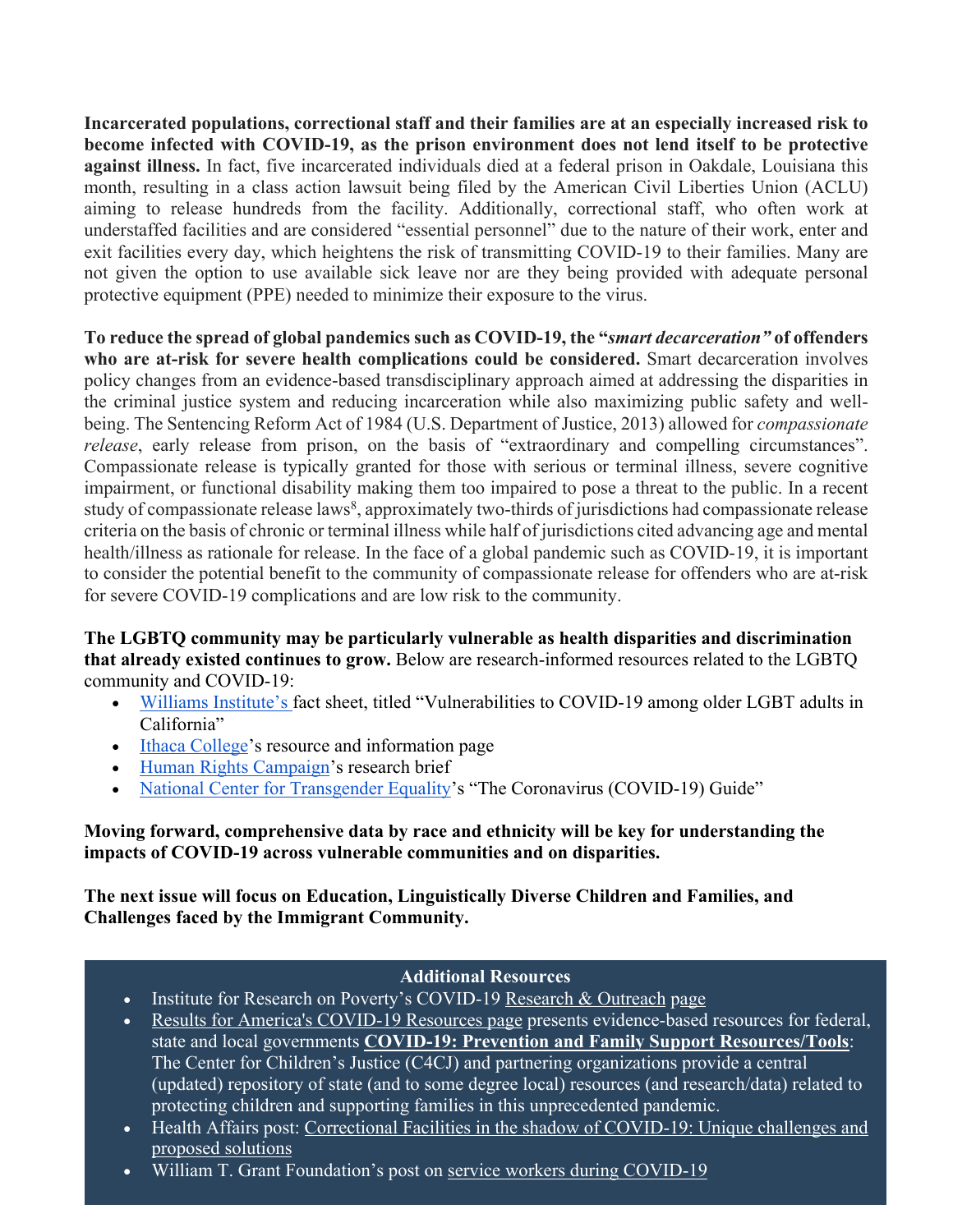**Incarcerated populations, correctional staff and their families are at an especially increased risk to become infected with COVID-19, as the prison environment does not lend itself to be protective against illness.** In fact, five incarcerated individuals died at a federal prison in Oakdale, Louisiana this month, resulting in a class action lawsuit being filed by the American Civil Liberties Union (ACLU) aiming to release hundreds from the facility. Additionally, correctional staff, who often work at understaffed facilities and are considered "essential personnel" due to the nature of their work, enter and exit facilities every day, which heightens the risk of transmitting COVID-19 to their families. Many are not given the option to use available sick leave nor are they being provided with adequate personal protective equipment (PPE) needed to minimize their exposure to the virus.

**To reduce the spread of global pandemics such as COVID-19, the "*smart decarceration"* of offenders who are at-risk for severe health complications could be considered.** Smart decarceration involves policy changes from an evidence-based transdisciplinary approach aimed at addressing the disparities in the criminal justice system and reducing incarceration while also maximizing public safety and well-being. The Sentencing Reform Act of 1984 (U.S. Department of Justice, 2013) allowed for *compassionate release*, early release from prison, on the basis of "extraordinary and compelling circumstances". Compassionate release is typically granted for those with serious or terminal illness, severe cognitive impairment, or functional disability making them too impaired to pose a threat to the public. In a recent study of compassionate release laws[8], approximately two-thirds of jurisdictions had compassionate release criteria on the basis of chronic or terminal illness while half of jurisdictions cited advancing age and mental health/illness as rationale for release. In the face of a global pandemic such as COVID-19, it is important to consider the potential benefit to the community of compassionate release for offenders who are at-risk for severe COVID-19 complications and are low risk to the community.

**The LGBTQ community may be particularly vulnerable as health disparities and discrimination that already existed continues to grow.** Below are research-informed resources related to the LGBTQ community and COVID-19:

- Williams Institute's fact sheet, titled "Vulnerabilities to COVID-19 among older LGBT adults in California"
- Ithaca College's resource and information page
- Human Rights Campaign's research brief
- National Center for Transgender Equality's "The Coronavirus (COVID-19) Guide"

**Moving forward, comprehensive data by race and ethnicity will be key for understanding the impacts of COVID-19 across vulnerable communities and on disparities.**

**The next issue will focus on Education, Linguistically Diverse Children and Families, and Challenges faced by the Immigrant Community.**

**Additional Resources**

- Institute for Research on Poverty's COVID-19 Research & Outreach page
- Results for America's COVID-19 Resources page presents evidence-based resources for federal, state and local governments **COVID-19: Prevention and Family Support Resources/Tools**: The Center for Children's Justice (C4CJ) and partnering organizations provide a central (updated) repository of state (and to some degree local) resources (and research/data) related to protecting children and supporting families in this unprecedented pandemic.
- Health Affairs post: Correctional Facilities in the shadow of COVID-19: Unique challenges and proposed solutions
- William T. Grant Foundation's post on service workers during COVID-19